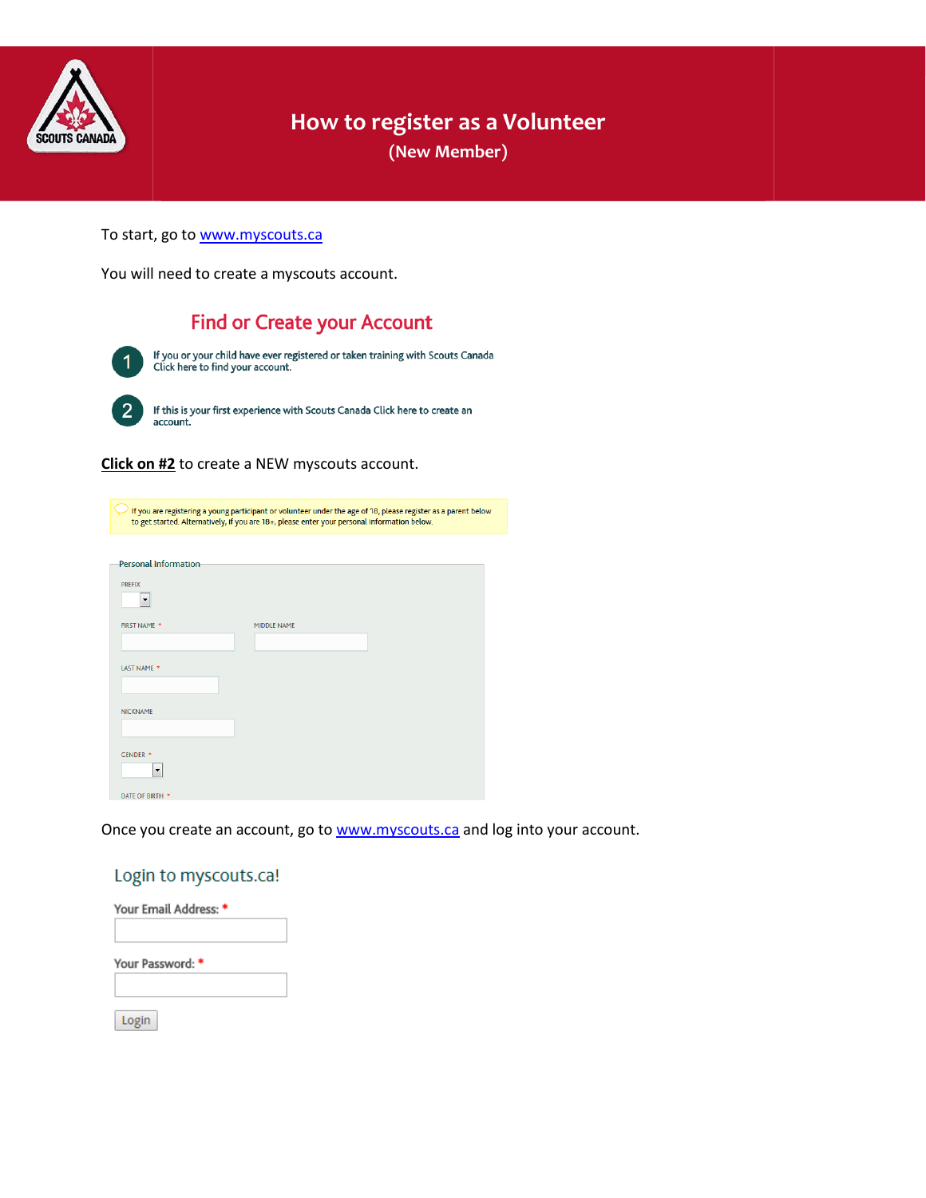# How to register as a Volunteer

## (New Member)

To start, go to www.myscouts.ca

You will need to create a myscouts account.

### Find or Create your Account

1. If you or your child have ever registered or taken training with Scouts Canada Click here to find your account.

2. If this is your first experience with Scouts Canada Click here to create an account.

**Click on #2** to create a NEW myscouts account.

> If you are registering a young participant or volunteer under the age of 18, please register as a parent below to get started. Alternatively, if you are 18+, please enter your personal information below.

Personal Information

PREFIX

FIRST NAME *

MIDDLE NAME

LAST NAME *

NICKNAME

GENDER *

DATE OF BIRTH *

Once you create an account, go to www.myscouts.ca and log into your account.

### Login to myscouts.ca!

Your Email Address: *

Your Password: *

Login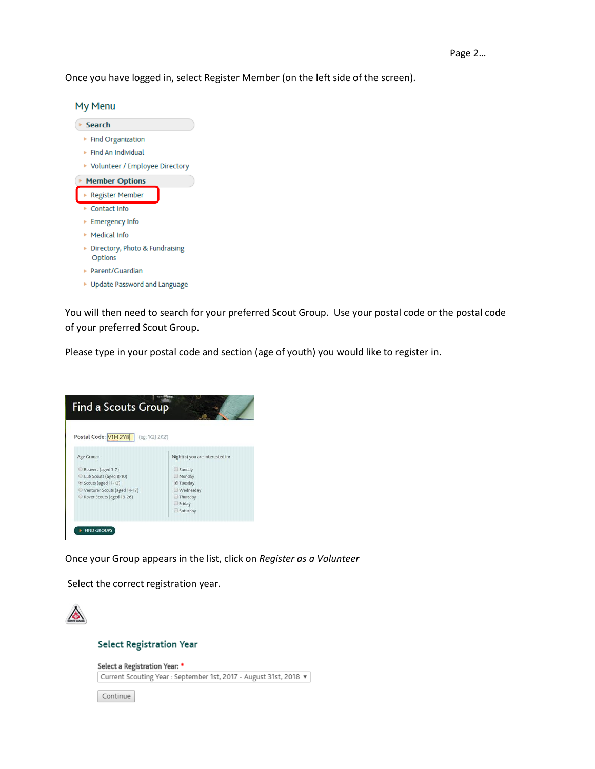Once you have logged in, select Register Member (on the left side of the screen).

My Menu

- Search
  - Find Organization
  - Find An Individual
  - Volunteer / Employee Directory
- Member Options
  - Register Member
  - Contact Info
  - Emergency Info
  - Medical Info
  - Directory, Photo & Fundraising Options
  - Parent/Guardian
  - Update Password and Language

You will then need to search for your preferred Scout Group. Use your postal code or the postal code of your preferred Scout Group.

Please type in your postal code and section (age of youth) you would like to register in.

Find a Scouts Group

Postal Code: V1M 2Y8 (eg: 'K2J 2K2')

Age Group:
- Beavers (aged 5-7)
- Cub Scouts (aged 8-10)
- Scouts (aged 11-13)
- Venturer Scouts (aged 14-17)
- Rover Scouts (aged 18-26)

Night(s) you are interested in:
- Sunday
- Monday
- Tuesday
- Wednesday
- Thursday
- Friday
- Saturday

FIND GROUPS

Once your Group appears in the list, click on *Register as a Volunteer*

Select the correct registration year.

Select Registration Year

Select a Registration Year: *

Current Scouting Year : September 1st, 2017 - August 31st, 2018

Continue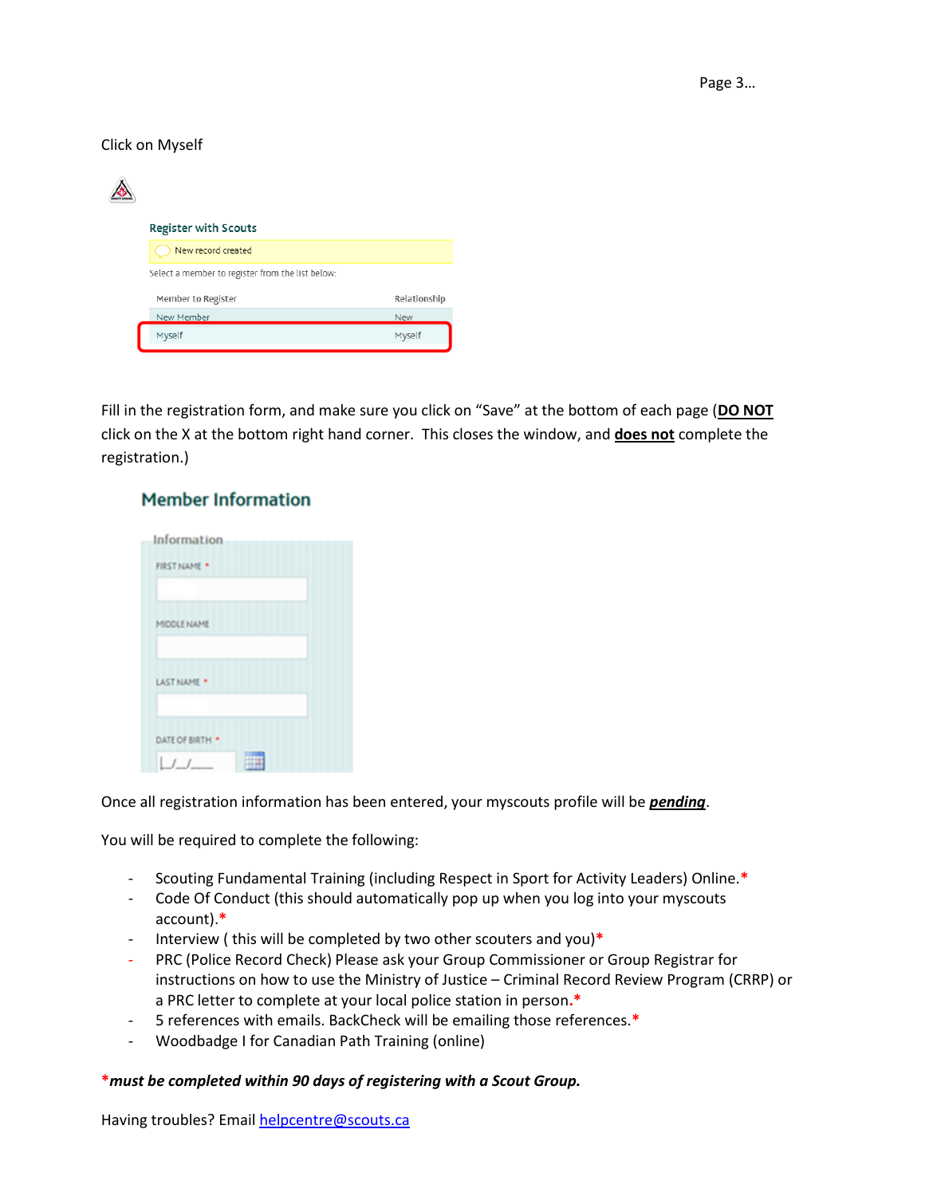Click on Myself

Fill in the registration form, and make sure you click on “Save” at the bottom of each page (**DO NOT** click on the X at the bottom right hand corner. This closes the window, and **does not** complete the registration.)

Once all registration information has been entered, your myscouts profile will be ***pending***.

You will be required to complete the following:

- Scouting Fundamental Training (including Respect in Sport for Activity Leaders) Online.*
- Code Of Conduct (this should automatically pop up when you log into your myscouts account).*
- Interview ( this will be completed by two other scouters and you)*
- PRC (Police Record Check) Please ask your Group Commissioner or Group Registrar for instructions on how to use the Ministry of Justice – Criminal Record Review Program (CRRP) or a PRC letter to complete at your local police station in person.*
- 5 references with emails. BackCheck will be emailing those references.*
- Woodbadge I for Canadian Path Training (online)

****must be completed within 90 days of registering with a Scout Group.***

Having troubles? Email helpcentre@scouts.ca